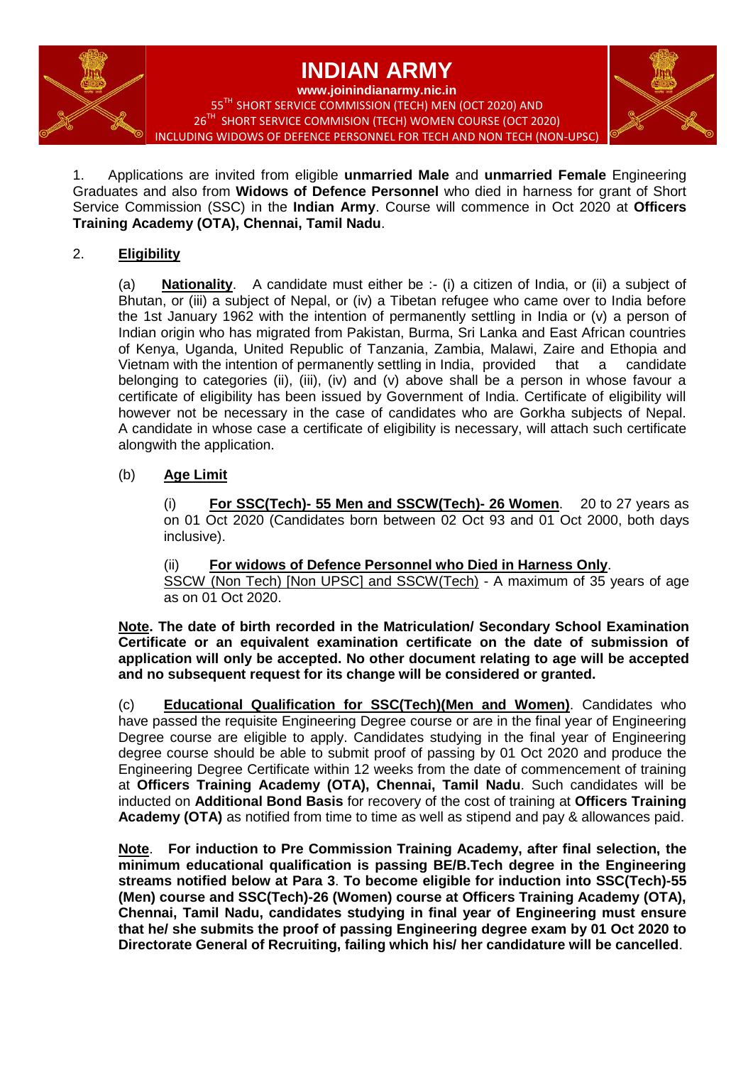# INDIAN ARMY

**www.joinindianarmy.nic.in**

55TH SHORT SERVICE COMMISSION (TECH) MEN (OCT 2020) AND
26TH SHORT SERVICE COMMISION (TECH) WOMEN COURSE (OCT 2020)
INCLUDING WIDOWS OF DEFENCE PERSONNEL FOR TECH AND NON TECH (NON-UPSC)

1. Applications are invited from eligible **unmarried Male** and **unmarried Female** Engineering Graduates and also from **Widows of Defence Personnel** who died in harness for grant of Short Service Commission (SSC) in the **Indian Army**. Course will commence in Oct 2020 at **Officers Training Academy (OTA), Chennai, Tamil Nadu**.

2. **Eligibility**

(a) **Nationality**. A candidate must either be :- (i) a citizen of India, or (ii) a subject of Bhutan, or (iii) a subject of Nepal, or (iv) a Tibetan refugee who came over to India before the 1st January 1962 with the intention of permanently settling in India or (v) a person of Indian origin who has migrated from Pakistan, Burma, Sri Lanka and East African countries of Kenya, Uganda, United Republic of Tanzania, Zambia, Malawi, Zaire and Ethopia and Vietnam with the intention of permanently settling in India, provided that a candidate belonging to categories (ii), (iii), (iv) and (v) above shall be a person in whose favour a certificate of eligibility has been issued by Government of India. Certificate of eligibility will however not be necessary in the case of candidates who are Gorkha subjects of Nepal. A candidate in whose case a certificate of eligibility is necessary, will attach such certificate alongwith the application.

(b) **Age Limit**

(i) **For SSC(Tech)- 55 Men and SSCW(Tech)- 26 Women**. 20 to 27 years as on 01 Oct 2020 (Candidates born between 02 Oct 93 and 01 Oct 2000, both days inclusive).

(ii) **For widows of Defence Personnel who Died in Harness Only**.
SSCW (Non Tech) [Non UPSC] and SSCW(Tech) - A maximum of 35 years of age as on 01 Oct 2020.

**Note. The date of birth recorded in the Matriculation/ Secondary School Examination Certificate or an equivalent examination certificate on the date of submission of application will only be accepted. No other document relating to age will be accepted and no subsequent request for its change will be considered or granted.**

(c) **Educational Qualification for SSC(Tech)(Men and Women)**. Candidates who have passed the requisite Engineering Degree course or are in the final year of Engineering Degree course are eligible to apply. Candidates studying in the final year of Engineering degree course should be able to submit proof of passing by 01 Oct 2020 and produce the Engineering Degree Certificate within 12 weeks from the date of commencement of training at **Officers Training Academy (OTA), Chennai, Tamil Nadu**. Such candidates will be inducted on **Additional Bond Basis** for recovery of the cost of training at **Officers Training Academy (OTA)** as notified from time to time as well as stipend and pay & allowances paid.

**Note**. **For induction to Pre Commission Training Academy, after final selection, the minimum educational qualification is passing BE/B.Tech degree in the Engineering streams notified below at Para 3**. **To become eligible for induction into SSC(Tech)-55 (Men) course and SSC(Tech)-26 (Women) course at Officers Training Academy (OTA), Chennai, Tamil Nadu, candidates studying in final year of Engineering must ensure that he/ she submits the proof of passing Engineering degree exam by 01 Oct 2020 to Directorate General of Recruiting, failing which his/ her candidature will be cancelled**.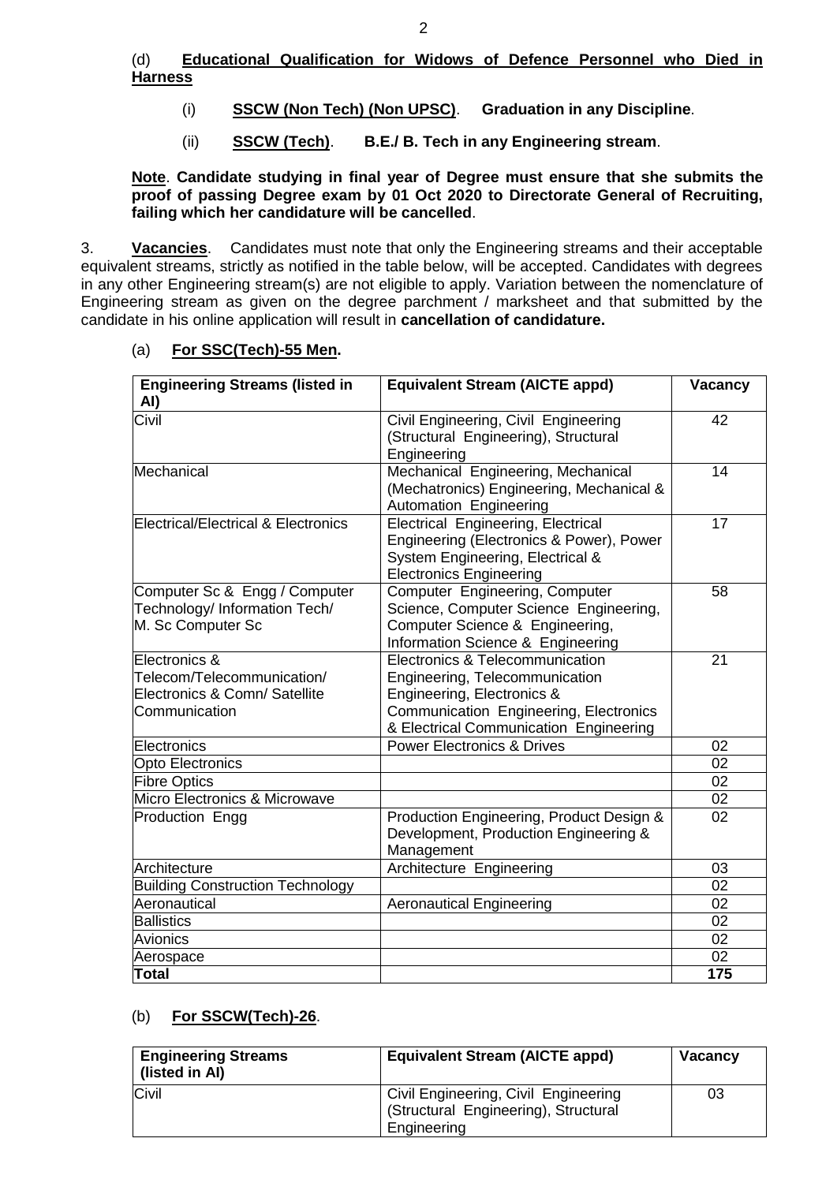(d) **<u>Educational Qualification for Widows of Defence Personnel who Died in Harness</u>**

(i) **<u>SSCW (Non Tech) (Non UPSC)</u>**. **Graduation in any Discipline**.

(ii) **<u>SSCW (Tech)</u>**. **B.E./ B. Tech in any Engineering stream**.

**<u>Note</u>**. **Candidate studying in final year of Degree must ensure that she submits the proof of passing Degree exam by 01 Oct 2020 to Directorate General of Recruiting, failing which her candidature will be cancelled**.

3. **<u>Vacancies</u>**. Candidates must note that only the Engineering streams and their acceptable equivalent streams, strictly as notified in the table below, will be accepted. Candidates with degrees in any other Engineering stream(s) are not eligible to apply. Variation between the nomenclature of Engineering stream as given on the degree parchment / marksheet and that submitted by the candidate in his online application will result in **cancellation of candidature.**

(a) **<u>For SSC(Tech)-55 Men.</u>**

| Engineering Streams (listed in AI) | Equivalent Stream (AICTE appd) | Vacancy |
|---|---|---|
| Civil | Civil Engineering, Civil Engineering (Structural Engineering), Structural Engineering | 42 |
| Mechanical | Mechanical Engineering, Mechanical (Mechatronics) Engineering, Mechanical & Automation Engineering | 14 |
| Electrical/Electrical & Electronics | Electrical Engineering, Electrical Engineering (Electronics & Power), Power System Engineering, Electrical & Electronics Engineering | 17 |
| Computer Sc & Engg / Computer Technology/ Information Tech/ M. Sc Computer Sc | Computer Engineering, Computer Science, Computer Science Engineering, Computer Science & Engineering, Information Science & Engineering | 58 |
| Electronics & Telecom/Telecommunication/ Electronics & Comn/ Satellite Communication | Electronics & Telecommunication Engineering, Telecommunication Engineering, Electronics & Communication Engineering, Electronics & Electrical Communication Engineering | 21 |
| Electronics | Power Electronics & Drives | 02 |
| Opto Electronics | | 02 |
| Fibre Optics | | 02 |
| Micro Electronics & Microwave | | 02 |
| Production Engg | Production Engineering, Product Design & Development, Production Engineering & Management | 02 |
| Architecture | Architecture Engineering | 03 |
| Building Construction Technology | | 02 |
| Aeronautical | Aeronautical Engineering | 02 |
| Ballistics | | 02 |
| Avionics | | 02 |
| Aerospace | | 02 |
| **Total** | | **175** |

(b) **<u>For SSCW(Tech)-26</u>**.

| Engineering Streams (listed in AI) | Equivalent Stream (AICTE appd) | Vacancy |
|---|---|---|
| Civil | Civil Engineering, Civil Engineering (Structural Engineering), Structural Engineering | 03 |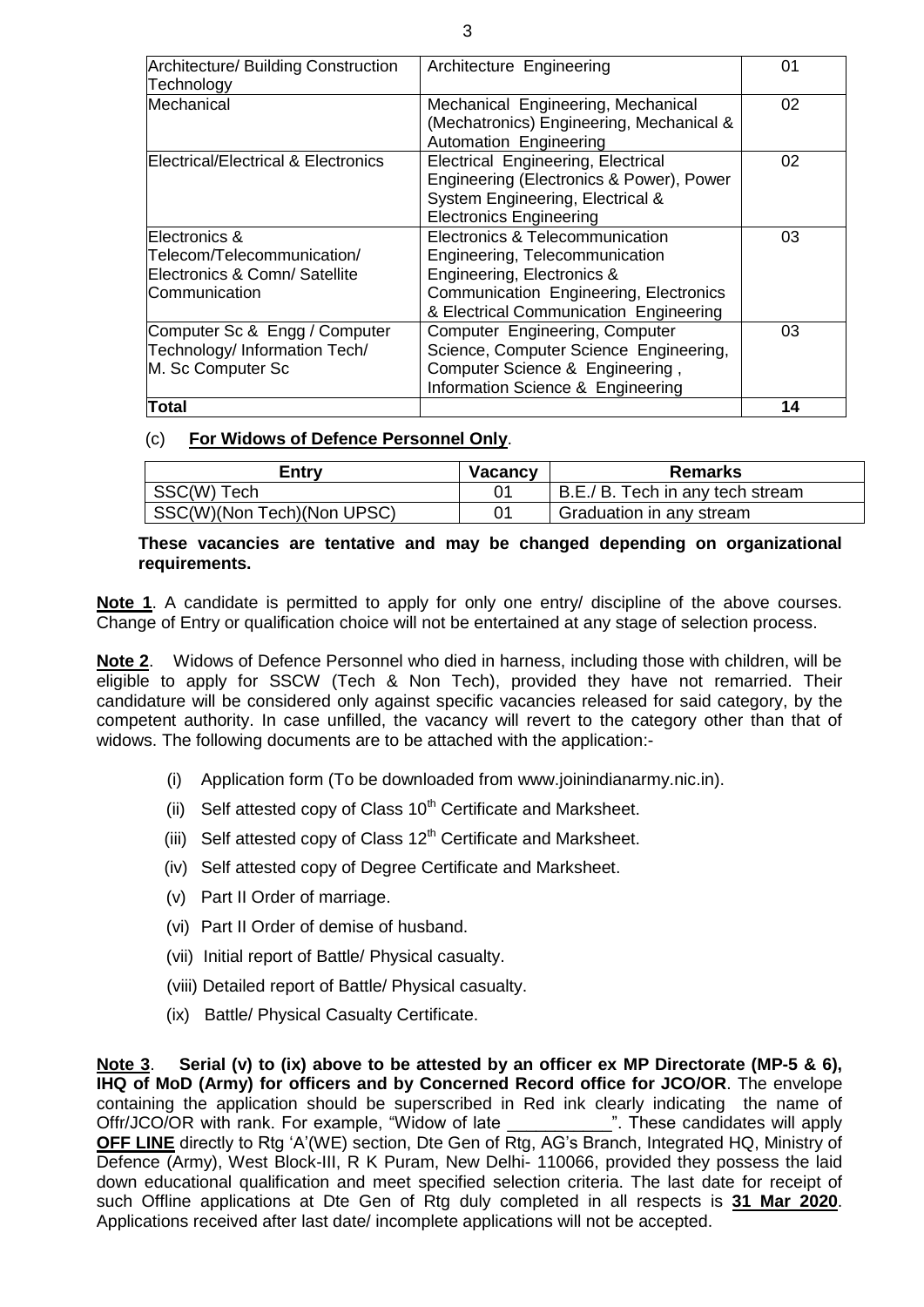| Architecture/ Building Construction Technology | Architecture Engineering | 01 |
|---|---|---|
| Mechanical | Mechanical Engineering, Mechanical (Mechatronics) Engineering, Mechanical & Automation Engineering | 02 |
| Electrical/Electrical & Electronics | Electrical Engineering, Electrical Engineering (Electronics & Power), Power System Engineering, Electrical & Electronics Engineering | 02 |
| Electronics & Telecom/Telecommunication/ Electronics & Comn/ Satellite Communication | Electronics & Telecommunication Engineering, Telecommunication Engineering, Electronics & Communication Engineering, Electronics & Electrical Communication Engineering | 03 |
| Computer Sc & Engg / Computer Technology/ Information Tech/ M. Sc Computer Sc | Computer Engineering, Computer Science, Computer Science Engineering, Computer Science & Engineering , Information Science & Engineering | 03 |
| **Total** | | **14** |

(c) **For Widows of Defence Personnel Only**.

| Entry | Vacancy | Remarks |
|---|---|---|
| SSC(W) Tech | 01 | B.E./ B. Tech in any tech stream |
| SSC(W)(Non Tech)(Non UPSC) | 01 | Graduation in any stream |

**These vacancies are tentative and may be changed depending on organizational requirements.**

**Note 1**. A candidate is permitted to apply for only one entry/ discipline of the above courses. Change of Entry or qualification choice will not be entertained at any stage of selection process.

**Note 2**. Widows of Defence Personnel who died in harness, including those with children, will be eligible to apply for SSCW (Tech & Non Tech), provided they have not remarried. Their candidature will be considered only against specific vacancies released for said category, by the competent authority. In case unfilled, the vacancy will revert to the category other than that of widows. The following documents are to be attached with the application:-

(i) Application form (To be downloaded from www.joinindianarmy.nic.in).

(ii) Self attested copy of Class 10th Certificate and Marksheet.

(iii) Self attested copy of Class 12th Certificate and Marksheet.

(iv) Self attested copy of Degree Certificate and Marksheet.

(v) Part II Order of marriage.

(vi) Part II Order of demise of husband.

(vii) Initial report of Battle/ Physical casualty.

(viii) Detailed report of Battle/ Physical casualty.

(ix) Battle/ Physical Casualty Certificate.

**Note 3**. **Serial (v) to (ix) above to be attested by an officer ex MP Directorate (MP-5 & 6), IHQ of MoD (Army) for officers and by Concerned Record office for JCO/OR**. The envelope containing the application should be superscribed in Red ink clearly indicating the name of Offr/JCO/OR with rank. For example, "Widow of late ___________". These candidates will apply **OFF LINE** directly to Rtg 'A'(WE) section, Dte Gen of Rtg, AG's Branch, Integrated HQ, Ministry of Defence (Army), West Block-III, R K Puram, New Delhi- 110066, provided they possess the laid down educational qualification and meet specified selection criteria. The last date for receipt of such Offline applications at Dte Gen of Rtg duly completed in all respects is **31 Mar 2020**. Applications received after last date/ incomplete applications will not be accepted.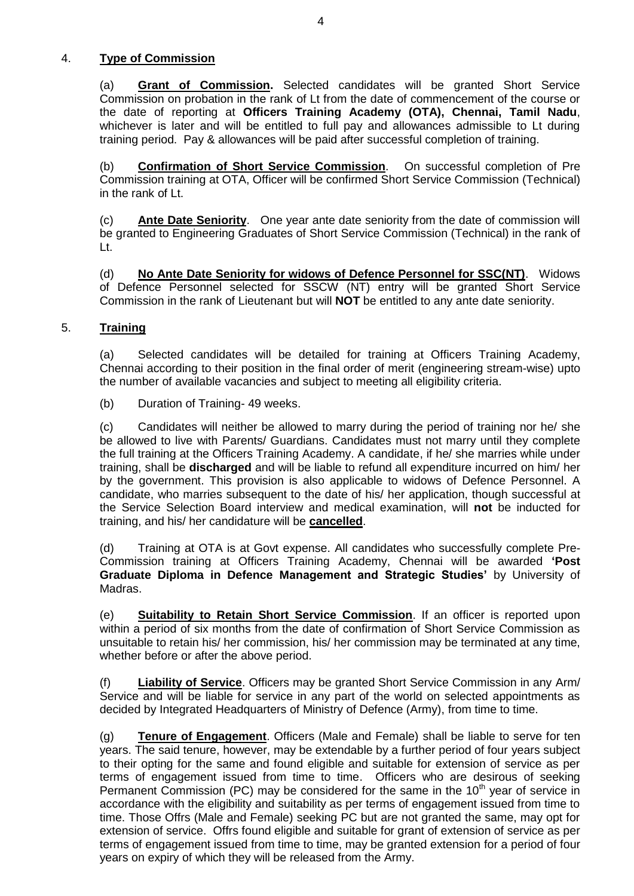4. **Type of Commission**

(a) **Grant of Commission.** Selected candidates will be granted Short Service Commission on probation in the rank of Lt from the date of commencement of the course or the date of reporting at **Officers Training Academy (OTA), Chennai, Tamil Nadu**, whichever is later and will be entitled to full pay and allowances admissible to Lt during training period. Pay & allowances will be paid after successful completion of training.

(b) **Confirmation of Short Service Commission**. On successful completion of Pre Commission training at OTA, Officer will be confirmed Short Service Commission (Technical) in the rank of Lt.

(c) **Ante Date Seniority**. One year ante date seniority from the date of commission will be granted to Engineering Graduates of Short Service Commission (Technical) in the rank of Lt.

(d) **No Ante Date Seniority for widows of Defence Personnel for SSC(NT)**. Widows of Defence Personnel selected for SSCW (NT) entry will be granted Short Service Commission in the rank of Lieutenant but will **NOT** be entitled to any ante date seniority.

5. **Training**

(a) Selected candidates will be detailed for training at Officers Training Academy, Chennai according to their position in the final order of merit (engineering stream-wise) upto the number of available vacancies and subject to meeting all eligibility criteria.

(b) Duration of Training- 49 weeks.

(c) Candidates will neither be allowed to marry during the period of training nor he/ she be allowed to live with Parents/ Guardians. Candidates must not marry until they complete the full training at the Officers Training Academy. A candidate, if he/ she marries while under training, shall be **discharged** and will be liable to refund all expenditure incurred on him/ her by the government. This provision is also applicable to widows of Defence Personnel. A candidate, who marries subsequent to the date of his/ her application, though successful at the Service Selection Board interview and medical examination, will **not** be inducted for training, and his/ her candidature will be **cancelled**.

(d) Training at OTA is at Govt expense. All candidates who successfully complete Pre-Commission training at Officers Training Academy, Chennai will be awarded **'Post Graduate Diploma in Defence Management and Strategic Studies'** by University of Madras.

(e) **Suitability to Retain Short Service Commission**. If an officer is reported upon within a period of six months from the date of confirmation of Short Service Commission as unsuitable to retain his/ her commission, his/ her commission may be terminated at any time, whether before or after the above period.

(f) **Liability of Service**. Officers may be granted Short Service Commission in any Arm/ Service and will be liable for service in any part of the world on selected appointments as decided by Integrated Headquarters of Ministry of Defence (Army), from time to time.

(g) **Tenure of Engagement**. Officers (Male and Female) shall be liable to serve for ten years. The said tenure, however, may be extendable by a further period of four years subject to their opting for the same and found eligible and suitable for extension of service as per terms of engagement issued from time to time. Officers who are desirous of seeking Permanent Commission (PC) may be considered for the same in the 10th year of service in accordance with the eligibility and suitability as per terms of engagement issued from time to time. Those Offrs (Male and Female) seeking PC but are not granted the same, may opt for extension of service. Offrs found eligible and suitable for grant of extension of service as per terms of engagement issued from time to time, may be granted extension for a period of four years on expiry of which they will be released from the Army.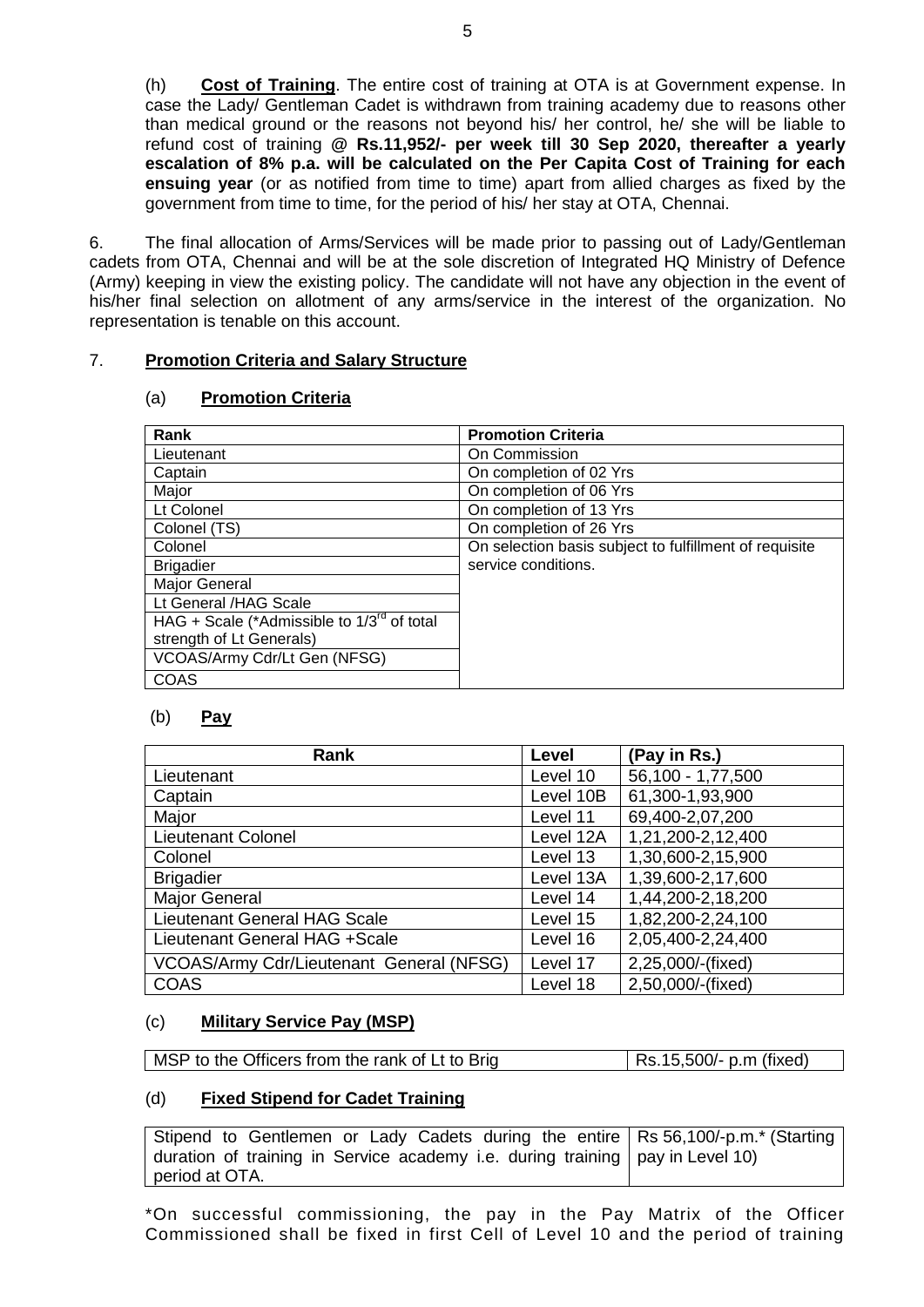(h) **Cost of Training**. The entire cost of training at OTA is at Government expense. In case the Lady/ Gentleman Cadet is withdrawn from training academy due to reasons other than medical ground or the reasons not beyond his/ her control, he/ she will be liable to refund cost of training **@ Rs.11,952/- per week till 30 Sep 2020, thereafter a yearly escalation of 8% p.a. will be calculated on the Per Capita Cost of Training for each ensuing year** (or as notified from time to time) apart from allied charges as fixed by the government from time to time, for the period of his/ her stay at OTA, Chennai.

6. The final allocation of Arms/Services will be made prior to passing out of Lady/Gentleman cadets from OTA, Chennai and will be at the sole discretion of Integrated HQ Ministry of Defence (Army) keeping in view the existing policy. The candidate will not have any objection in the event of his/her final selection on allotment of any arms/service in the interest of the organization. No representation is tenable on this account.

7. **Promotion Criteria and Salary Structure**

(a) **Promotion Criteria**

| Rank | Promotion Criteria |
|---|---|
| Lieutenant | On Commission |
| Captain | On completion of 02 Yrs |
| Major | On completion of 06 Yrs |
| Lt Colonel | On completion of 13 Yrs |
| Colonel (TS) | On completion of 26 Yrs |
| Colonel | On selection basis subject to fulfillment of requisite service conditions. |
| Brigadier | |
| Major General | |
| Lt General /HAG Scale | |
| HAG + Scale (*Admissible to 1/3rd of total strength of Lt Generals) | |
| VCOAS/Army Cdr/Lt Gen (NFSG) | |
| COAS | |

(b) **Pay**

| Rank | Level | (Pay in Rs.) |
|---|---|---|
| Lieutenant | Level 10 | 56,100 - 1,77,500 |
| Captain | Level 10B | 61,300-1,93,900 |
| Major | Level 11 | 69,400-2,07,200 |
| Lieutenant Colonel | Level 12A | 1,21,200-2,12,400 |
| Colonel | Level 13 | 1,30,600-2,15,900 |
| Brigadier | Level 13A | 1,39,600-2,17,600 |
| Major General | Level 14 | 1,44,200-2,18,200 |
| Lieutenant General HAG Scale | Level 15 | 1,82,200-2,24,100 |
| Lieutenant General HAG +Scale | Level 16 | 2,05,400-2,24,400 |
| VCOAS/Army Cdr/Lieutenant General (NFSG) | Level 17 | 2,25,000/-(fixed) |
| COAS | Level 18 | 2,50,000/-(fixed) |

(c) **Military Service Pay (MSP)**

| MSP to the Officers from the rank of Lt to Brig | Rs.15,500/- p.m (fixed) |
|---|---|

(d) **Fixed Stipend for Cadet Training**

| Stipend to Gentlemen or Lady Cadets during the entire duration of training in Service academy i.e. during training period at OTA. | Rs 56,100/-p.m.* (Starting pay in Level 10) |
|---|---|

*On successful commissioning, the pay in the Pay Matrix of the Officer Commissioned shall be fixed in first Cell of Level 10 and the period of training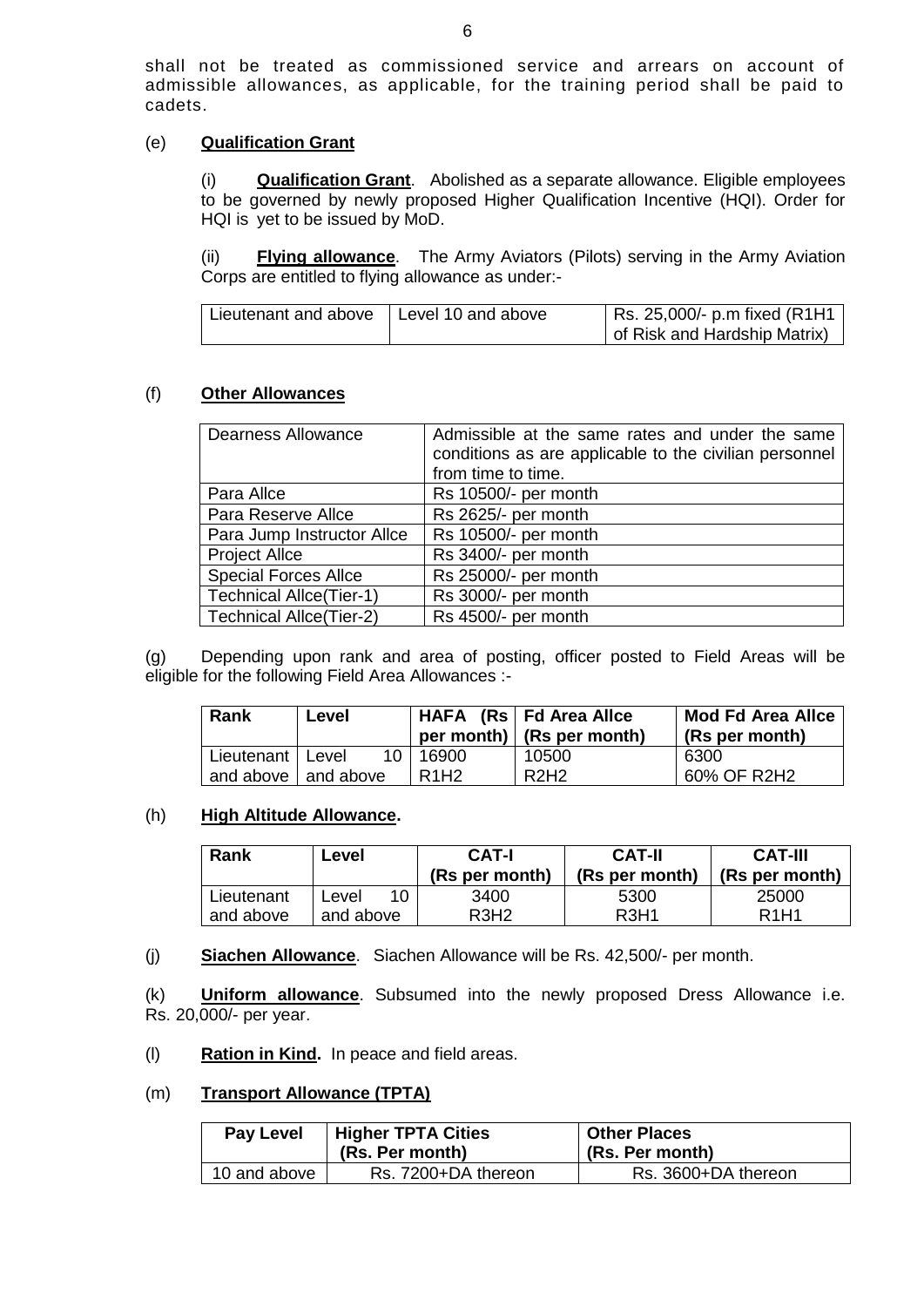shall not be treated as commissioned service and arrears on account of admissible allowances, as applicable, for the training period shall be paid to cadets.

(e) **Qualification Grant**

(i) **Qualification Grant**. Abolished as a separate allowance. Eligible employees to be governed by newly proposed Higher Qualification Incentive (HQI). Order for HQI is yet to be issued by MoD.

(ii) **Flying allowance**. The Army Aviators (Pilots) serving in the Army Aviation Corps are entitled to flying allowance as under:-

| Lieutenant and above | Level 10 and above | Rs. 25,000/- p.m fixed (R1H1 of Risk and Hardship Matrix) |
|---|---|---|

(f) **Other Allowances**

| Dearness Allowance | Admissible at the same rates and under the same conditions as are applicable to the civilian personnel from time to time. |
|---|---|
| Para Allce | Rs 10500/- per month |
| Para Reserve Allce | Rs 2625/- per month |
| Para Jump Instructor Allce | Rs 10500/- per month |
| Project Allce | Rs 3400/- per month |
| Special Forces Allce | Rs 25000/- per month |
| Technical Allce(Tier-1) | Rs 3000/- per month |
| Technical Allce(Tier-2) | Rs 4500/- per month |

(g) Depending upon rank and area of posting, officer posted to Field Areas will be eligible for the following Field Area Allowances :-

| Rank | Level | HAFA (Rs per month) | Fd Area Allce (Rs per month) | Mod Fd Area Allce (Rs per month) |
|---|---|---|---|---|
| Lieutenant and above | Level 10 and above | 16900 R1H2 | 10500 R2H2 | 6300 60% OF R2H2 |

(h) **High Altitude Allowance.**

| Rank | Level | CAT-I (Rs per month) | CAT-II (Rs per month) | CAT-III (Rs per month) |
|---|---|---|---|---|
| Lieutenant and above | Level 10 and above | 3400 R3H2 | 5300 R3H1 | 25000 R1H1 |

(j) **Siachen Allowance**. Siachen Allowance will be Rs. 42,500/- per month.

(k) **Uniform allowance**. Subsumed into the newly proposed Dress Allowance i.e. Rs. 20,000/- per year.

(l) **Ration in Kind.** In peace and field areas.

(m) **Transport Allowance (TPTA)**

| Pay Level | Higher TPTA Cities (Rs. Per month) | Other Places (Rs. Per month) |
|---|---|---|
| 10 and above | Rs. 7200+DA thereon | Rs. 3600+DA thereon |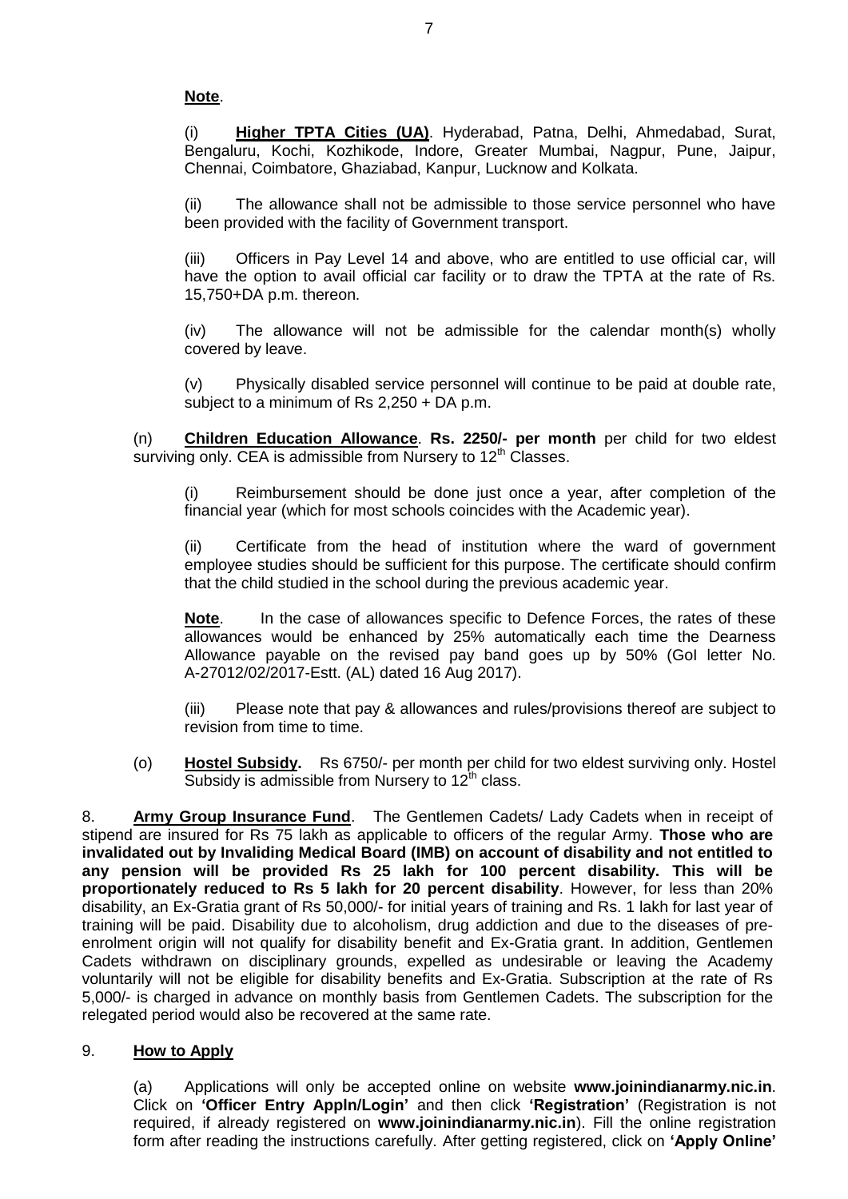**Note**.

(i) **Higher TPTA Cities (UA)**. Hyderabad, Patna, Delhi, Ahmedabad, Surat, Bengaluru, Kochi, Kozhikode, Indore, Greater Mumbai, Nagpur, Pune, Jaipur, Chennai, Coimbatore, Ghaziabad, Kanpur, Lucknow and Kolkata.

(ii) The allowance shall not be admissible to those service personnel who have been provided with the facility of Government transport.

(iii) Officers in Pay Level 14 and above, who are entitled to use official car, will have the option to avail official car facility or to draw the TPTA at the rate of Rs. 15,750+DA p.m. thereon.

(iv) The allowance will not be admissible for the calendar month(s) wholly covered by leave.

(v) Physically disabled service personnel will continue to be paid at double rate, subject to a minimum of Rs 2,250 + DA p.m.

(n) **Children Education Allowance**. **Rs. 2250/- per month** per child for two eldest surviving only. CEA is admissible from Nursery to 12th Classes.

(i) Reimbursement should be done just once a year, after completion of the financial year (which for most schools coincides with the Academic year).

(ii) Certificate from the head of institution where the ward of government employee studies should be sufficient for this purpose. The certificate should confirm that the child studied in the school during the previous academic year.

**Note**. In the case of allowances specific to Defence Forces, the rates of these allowances would be enhanced by 25% automatically each time the Dearness Allowance payable on the revised pay band goes up by 50% (GoI letter No. A-27012/02/2017-Estt. (AL) dated 16 Aug 2017).

(iii) Please note that pay & allowances and rules/provisions thereof are subject to revision from time to time.

(o) **Hostel Subsidy.** Rs 6750/- per month per child for two eldest surviving only. Hostel Subsidy is admissible from Nursery to 12th class.

8. **Army Group Insurance Fund**. The Gentlemen Cadets/ Lady Cadets when in receipt of stipend are insured for Rs 75 lakh as applicable to officers of the regular Army. **Those who are invalidated out by Invaliding Medical Board (IMB) on account of disability and not entitled to any pension will be provided Rs 25 lakh for 100 percent disability. This will be proportionately reduced to Rs 5 lakh for 20 percent disability**. However, for less than 20% disability, an Ex-Gratia grant of Rs 50,000/- for initial years of training and Rs. 1 lakh for last year of training will be paid. Disability due to alcoholism, drug addiction and due to the diseases of pre-enrolment origin will not qualify for disability benefit and Ex-Gratia grant. In addition, Gentlemen Cadets withdrawn on disciplinary grounds, expelled as undesirable or leaving the Academy voluntarily will not be eligible for disability benefits and Ex-Gratia. Subscription at the rate of Rs 5,000/- is charged in advance on monthly basis from Gentlemen Cadets. The subscription for the relegated period would also be recovered at the same rate.

9. **How to Apply**

(a) Applications will only be accepted online on website **www.joinindianarmy.nic.in**. Click on **'Officer Entry Appln/Login'** and then click **'Registration'** (Registration is not required, if already registered on **www.joinindianarmy.nic.in**). Fill the online registration form after reading the instructions carefully. After getting registered, click on **'Apply Online'**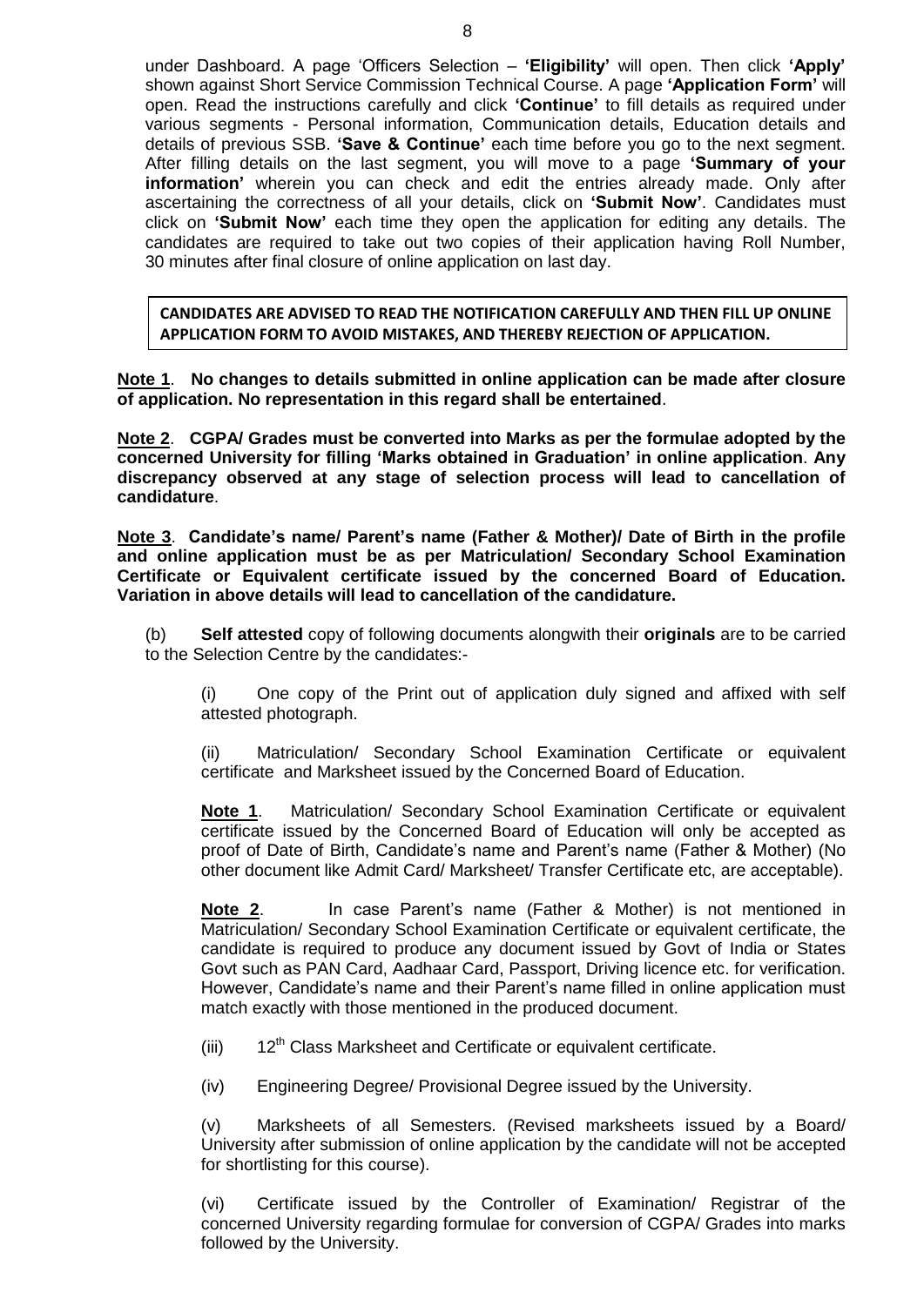under Dashboard. A page 'Officers Selection – **'Eligibility'** will open. Then click **'Apply'** shown against Short Service Commission Technical Course. A page **'Application Form'** will open. Read the instructions carefully and click **'Continue'** to fill details as required under various segments - Personal information, Communication details, Education details and details of previous SSB. **'Save & Continue'** each time before you go to the next segment. After filling details on the last segment, you will move to a page **'Summary of your information'** wherein you can check and edit the entries already made. Only after ascertaining the correctness of all your details, click on **'Submit Now'**. Candidates must click on **'Submit Now'** each time they open the application for editing any details. The candidates are required to take out two copies of their application having Roll Number, 30 minutes after final closure of online application on last day.

**CANDIDATES ARE ADVISED TO READ THE NOTIFICATION CAREFULLY AND THEN FILL UP ONLINE APPLICATION FORM TO AVOID MISTAKES, AND THEREBY REJECTION OF APPLICATION.**

**Note 1**. **No changes to details submitted in online application can be made after closure of application. No representation in this regard shall be entertained**.

**Note 2**. **CGPA/ Grades must be converted into Marks as per the formulae adopted by the concerned University for filling 'Marks obtained in Graduation' in online application**. **Any discrepancy observed at any stage of selection process will lead to cancellation of candidature**.

**Note 3**. **Candidate's name/ Parent's name (Father & Mother)/ Date of Birth in the profile and online application must be as per Matriculation/ Secondary School Examination Certificate or Equivalent certificate issued by the concerned Board of Education. Variation in above details will lead to cancellation of the candidature.**

(b) **Self attested** copy of following documents alongwith their **originals** are to be carried to the Selection Centre by the candidates:-

(i) One copy of the Print out of application duly signed and affixed with self attested photograph.

(ii) Matriculation/ Secondary School Examination Certificate or equivalent certificate and Marksheet issued by the Concerned Board of Education.

**Note 1**. Matriculation/ Secondary School Examination Certificate or equivalent certificate issued by the Concerned Board of Education will only be accepted as proof of Date of Birth, Candidate's name and Parent's name (Father & Mother) (No other document like Admit Card/ Marksheet/ Transfer Certificate etc, are acceptable).

**Note 2**. In case Parent's name (Father & Mother) is not mentioned in Matriculation/ Secondary School Examination Certificate or equivalent certificate, the candidate is required to produce any document issued by Govt of India or States Govt such as PAN Card, Aadhaar Card, Passport, Driving licence etc. for verification. However, Candidate's name and their Parent's name filled in online application must match exactly with those mentioned in the produced document.

(iii) 12th Class Marksheet and Certificate or equivalent certificate.

(iv) Engineering Degree/ Provisional Degree issued by the University.

(v) Marksheets of all Semesters. (Revised marksheets issued by a Board/ University after submission of online application by the candidate will not be accepted for shortlisting for this course).

(vi) Certificate issued by the Controller of Examination/ Registrar of the concerned University regarding formulae for conversion of CGPA/ Grades into marks followed by the University.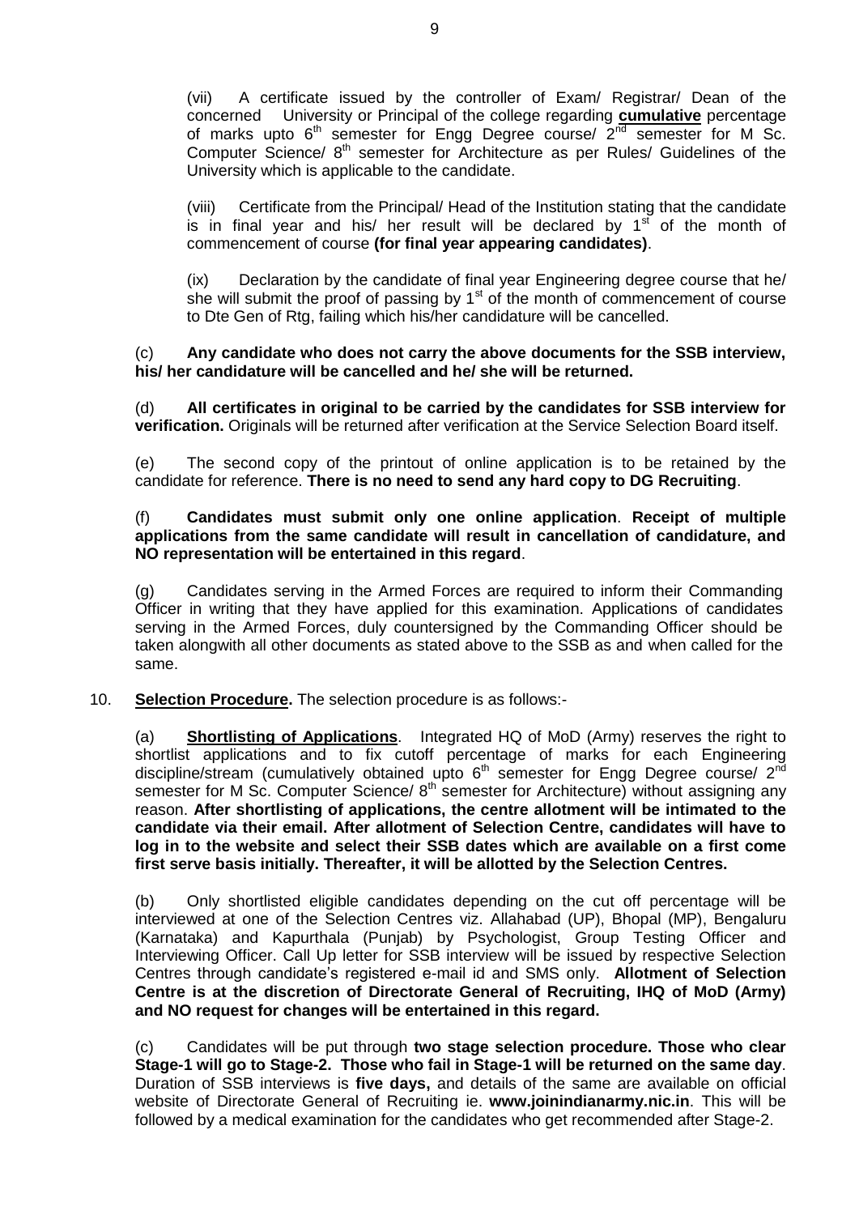(vii) A certificate issued by the controller of Exam/ Registrar/ Dean of the concerned University or Principal of the college regarding **cumulative** percentage of marks upto 6th semester for Engg Degree course/ 2nd semester for M Sc. Computer Science/ 8th semester for Architecture as per Rules/ Guidelines of the University which is applicable to the candidate.

(viii) Certificate from the Principal/ Head of the Institution stating that the candidate is in final year and his/ her result will be declared by 1st of the month of commencement of course **(for final year appearing candidates)**.

(ix) Declaration by the candidate of final year Engineering degree course that he/ she will submit the proof of passing by 1st of the month of commencement of course to Dte Gen of Rtg, failing which his/her candidature will be cancelled.

(c) **Any candidate who does not carry the above documents for the SSB interview, his/ her candidature will be cancelled and he/ she will be returned.**

(d) **All certificates in original to be carried by the candidates for SSB interview for verification.** Originals will be returned after verification at the Service Selection Board itself.

(e) The second copy of the printout of online application is to be retained by the candidate for reference. **There is no need to send any hard copy to DG Recruiting**.

(f) **Candidates must submit only one online application**. **Receipt of multiple applications from the same candidate will result in cancellation of candidature, and NO representation will be entertained in this regard**.

(g) Candidates serving in the Armed Forces are required to inform their Commanding Officer in writing that they have applied for this examination. Applications of candidates serving in the Armed Forces, duly countersigned by the Commanding Officer should be taken alongwith all other documents as stated above to the SSB as and when called for the same.

10. **Selection Procedure.** The selection procedure is as follows:-

(a) **Shortlisting of Applications**. Integrated HQ of MoD (Army) reserves the right to shortlist applications and to fix cutoff percentage of marks for each Engineering discipline/stream (cumulatively obtained upto 6th semester for Engg Degree course/ 2nd semester for M Sc. Computer Science/ 8th semester for Architecture) without assigning any reason. **After shortlisting of applications, the centre allotment will be intimated to the candidate via their email. After allotment of Selection Centre, candidates will have to log in to the website and select their SSB dates which are available on a first come first serve basis initially. Thereafter, it will be allotted by the Selection Centres.**

(b) Only shortlisted eligible candidates depending on the cut off percentage will be interviewed at one of the Selection Centres viz. Allahabad (UP), Bhopal (MP), Bengaluru (Karnataka) and Kapurthala (Punjab) by Psychologist, Group Testing Officer and Interviewing Officer. Call Up letter for SSB interview will be issued by respective Selection Centres through candidate's registered e-mail id and SMS only. **Allotment of Selection Centre is at the discretion of Directorate General of Recruiting, IHQ of MoD (Army) and NO request for changes will be entertained in this regard.**

(c) Candidates will be put through **two stage selection procedure. Those who clear Stage-1 will go to Stage-2. Those who fail in Stage-1 will be returned on the same day**. Duration of SSB interviews is **five days,** and details of the same are available on official website of Directorate General of Recruiting ie. **www.joinindianarmy.nic.in**. This will be followed by a medical examination for the candidates who get recommended after Stage-2.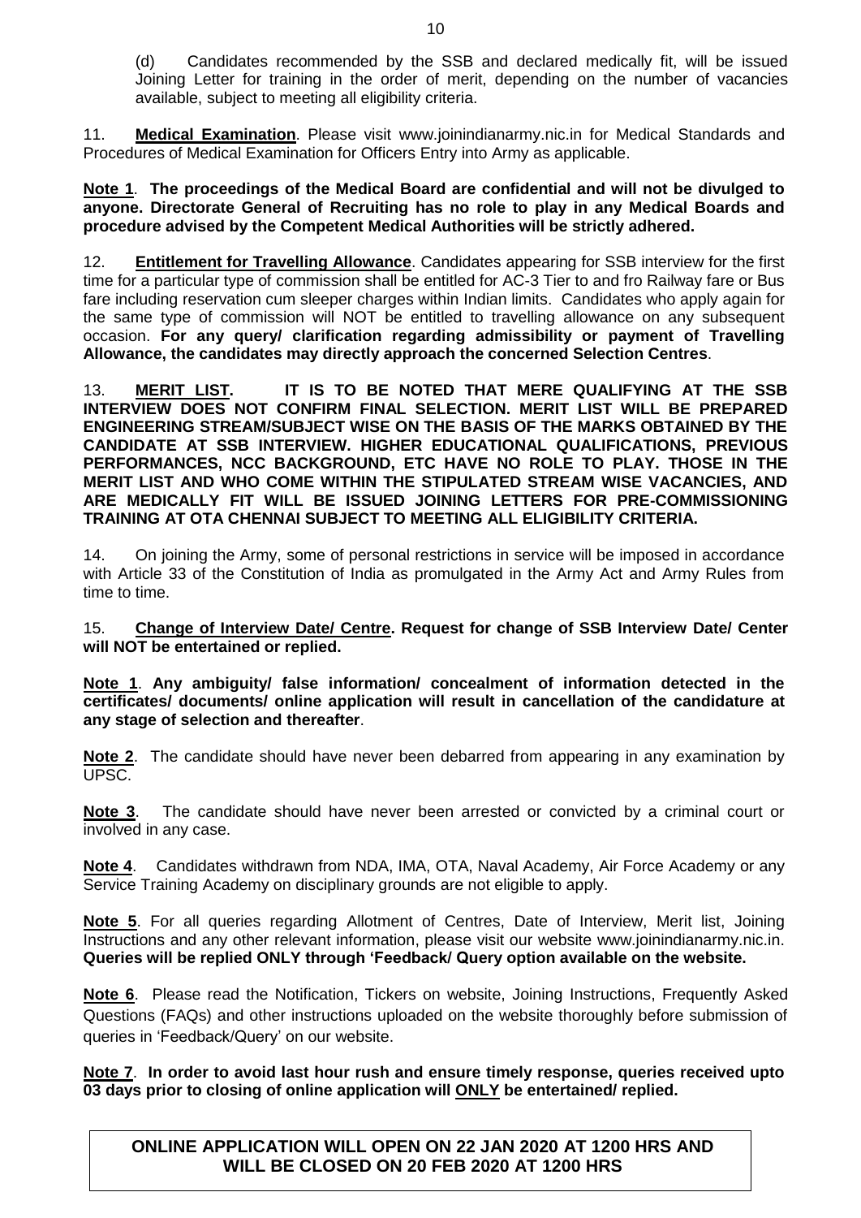(d) Candidates recommended by the SSB and declared medically fit, will be issued Joining Letter for training in the order of merit, depending on the number of vacancies available, subject to meeting all eligibility criteria.

11. **Medical Examination**. Please visit www.joinindianarmy.nic.in for Medical Standards and Procedures of Medical Examination for Officers Entry into Army as applicable.

**Note 1**. **The proceedings of the Medical Board are confidential and will not be divulged to anyone. Directorate General of Recruiting has no role to play in any Medical Boards and procedure advised by the Competent Medical Authorities will be strictly adhered.**

12. **Entitlement for Travelling Allowance**. Candidates appearing for SSB interview for the first time for a particular type of commission shall be entitled for AC-3 Tier to and fro Railway fare or Bus fare including reservation cum sleeper charges within Indian limits. Candidates who apply again for the same type of commission will NOT be entitled to travelling allowance on any subsequent occasion. **For any query/ clarification regarding admissibility or payment of Travelling Allowance, the candidates may directly approach the concerned Selection Centres**.

13. **MERIT LIST. IT IS TO BE NOTED THAT MERE QUALIFYING AT THE SSB INTERVIEW DOES NOT CONFIRM FINAL SELECTION. MERIT LIST WILL BE PREPARED ENGINEERING STREAM/SUBJECT WISE ON THE BASIS OF THE MARKS OBTAINED BY THE CANDIDATE AT SSB INTERVIEW. HIGHER EDUCATIONAL QUALIFICATIONS, PREVIOUS PERFORMANCES, NCC BACKGROUND, ETC HAVE NO ROLE TO PLAY. THOSE IN THE MERIT LIST AND WHO COME WITHIN THE STIPULATED STREAM WISE VACANCIES, AND ARE MEDICALLY FIT WILL BE ISSUED JOINING LETTERS FOR PRE-COMMISSIONING TRAINING AT OTA CHENNAI SUBJECT TO MEETING ALL ELIGIBILITY CRITERIA.**

14. On joining the Army, some of personal restrictions in service will be imposed in accordance with Article 33 of the Constitution of India as promulgated in the Army Act and Army Rules from time to time.

15. **Change of Interview Date/ Centre. Request for change of SSB Interview Date/ Center will NOT be entertained or replied.**

**Note 1**. **Any ambiguity/ false information/ concealment of information detected in the certificates/ documents/ online application will result in cancellation of the candidature at any stage of selection and thereafter**.

**Note 2**. The candidate should have never been debarred from appearing in any examination by UPSC.

**Note 3**. The candidate should have never been arrested or convicted by a criminal court or involved in any case.

**Note 4**. Candidates withdrawn from NDA, IMA, OTA, Naval Academy, Air Force Academy or any Service Training Academy on disciplinary grounds are not eligible to apply.

**Note 5**. For all queries regarding Allotment of Centres, Date of Interview, Merit list, Joining Instructions and any other relevant information, please visit our website www.joinindianarmy.nic.in. **Queries will be replied ONLY through 'Feedback/ Query option available on the website.**

**Note 6**. Please read the Notification, Tickers on website, Joining Instructions, Frequently Asked Questions (FAQs) and other instructions uploaded on the website thoroughly before submission of queries in 'Feedback/Query' on our website.

**Note 7**. **In order to avoid last hour rush and ensure timely response, queries received upto 03 days prior to closing of online application will ONLY be entertained/ replied.**

**ONLINE APPLICATION WILL OPEN ON 22 JAN 2020 AT 1200 HRS AND WILL BE CLOSED ON 20 FEB 2020 AT 1200 HRS**